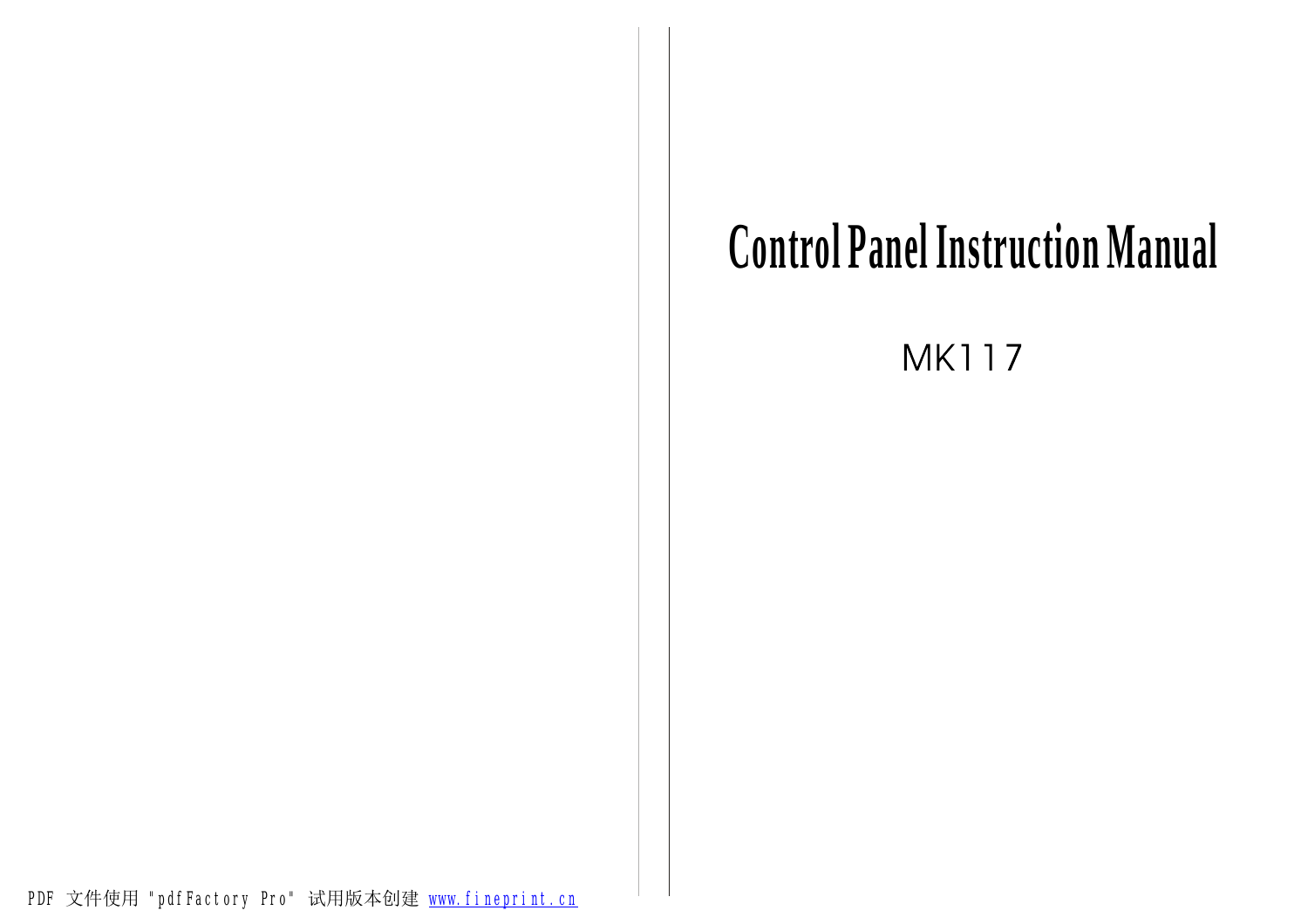# Control Panel Instruction Manual

## MK117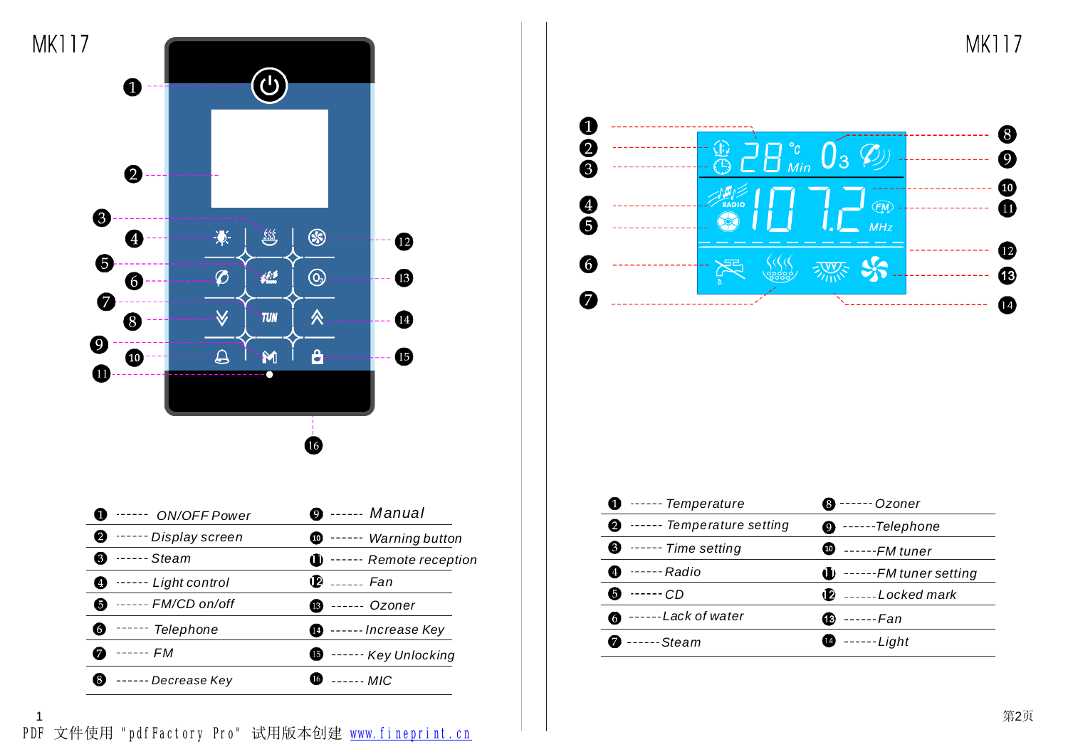# MK117

| | | | |
|---|---|---|---|
| 1 | ------ ON/OFF Power | 9 | ------ Manual |
| 2 | ------ Display screen | 10 | ------ Warning button |
| 3 | ------ Steam | 11 | ------ Remote reception |
| 4 | ------ Light control | 12 | ------ Fan |
| 5 | ------ FM/CD on/off | 13 | ------ Ozoner |
| 6 | ------ Telephone | 14 | ------ Increase Key |
| 7 | ------ FM | 15 | ------ Key Unlocking |
| 8 | ------ Decrease Key | 16 | ------ MIC |

# MK117

| | | | |
|---|---|---|---|
| 1 | ------ Temperature | 8 | ------ Ozoner |
| 2 | ------ Temperature setting | 9 | ------ Telephone |
| 3 | ------ Time setting | 10 | ------ FM tuner |
| 4 | ------ Radio | 11 | ------ FM tuner setting |
| 5 | ------ CD | 12 | ------ Locked mark |
| 6 | ------ Lack of water | 13 | ------ Fan |
| 7 | ------ Steam | 14 | ------ Light |

PDF 文件使用 "pdfFactory Pro" 试用版本创建 www.fineprint.cn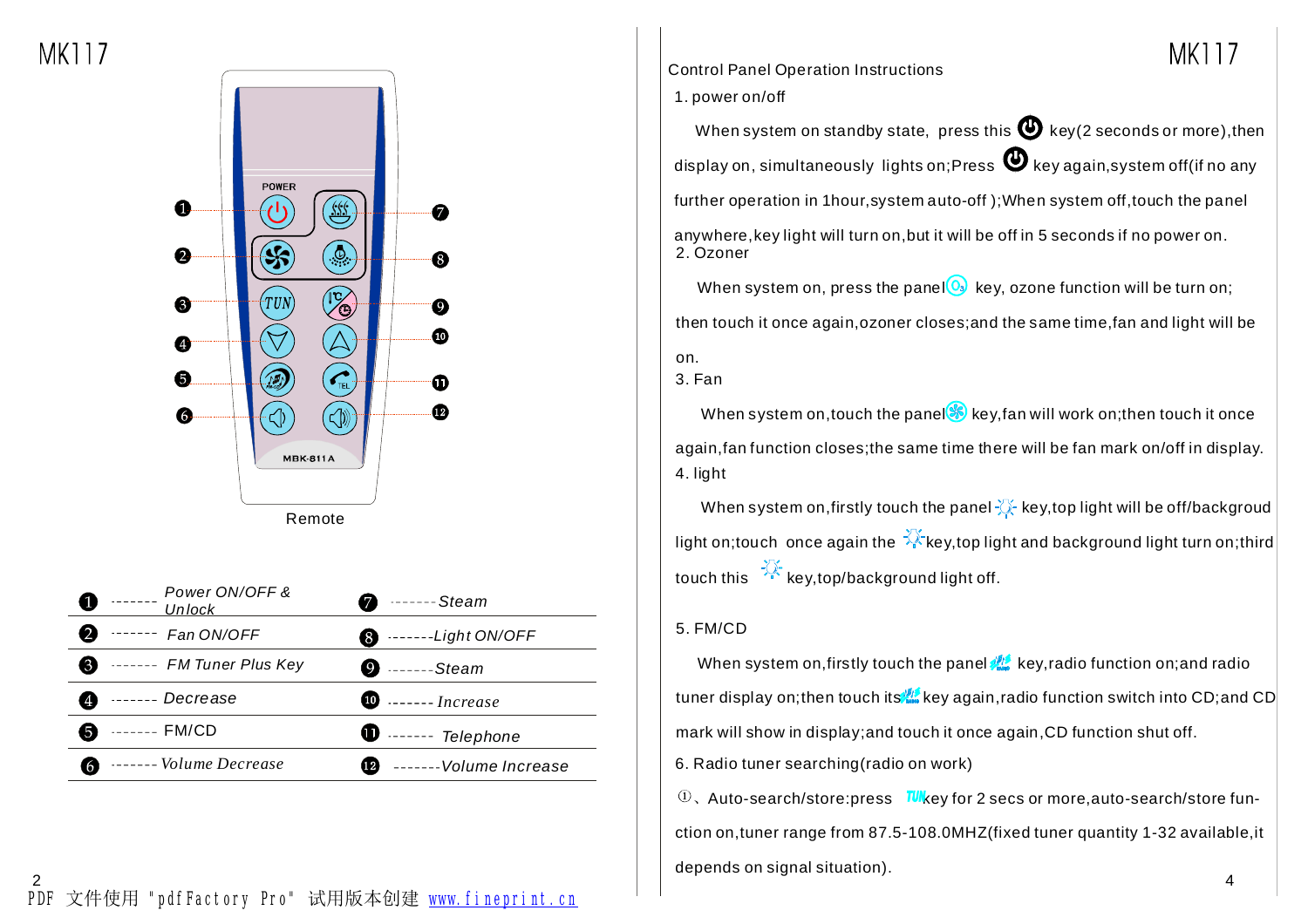## MK117

Remote

| | | | |
|---|---|---|---|
| ❶ | ------- *Power ON/OFF & Unlock* | ❼ | -------*Steam* |
| ❷ | ------- *Fan ON/OFF* | ❽ | -------*Light ON/OFF* |
| ❸ | ------- *FM Tuner Plus Key* | ❾ | -------*Steam* |
| ❹ | ------- *Decrease* | ❿ | ------- *Increase* |
| ❺ | ------- FM/CD | ⓫ | ------- *Telephone* |
| ❻ | ------- *Volume Decrease* | ⓬ | -------*Volume Increase* |

PDF 文件使用 "pdfFactory Pro" 试用版本创建 www.fineprint.cn

## MK117

Control Panel Operation Instructions

1. power on/off

When system on standby state, press this key(2 seconds or more),then display on, simultaneously lights on;Press key again,system off(if no any further operation in 1hour,system auto-off );When system off,touch the panel anywhere,key light will turn on,but it will be off in 5 seconds if no power on.

2. Ozoner

When system on, press the panel key, ozone function will be turn on; then touch it once again,ozoner closes;and the same time,fan and light will be on.

3. Fan

When system on,touch the panel key,fan will work on;then touch it once again,fan function closes;the same time there will be fan mark on/off in display.

4. light

When system on,firstly touch the panel key,top light will be off/backgroud light on;touch once again the key,top light and background light turn on;third touch this key,top/background light off.

5. FM/CD

When system on,firstly touch the panel key,radio function on;and radio tuner display on;then touch its key again,radio function switch into CD;and CD mark will show in display;and touch it once again,CD function shut off.

6. Radio tuner searching(radio on work)

①、Auto-search/store:press TUN key for 2 secs or more,auto-search/store function on,tuner range from 87.5-108.0MHZ(fixed tuner quantity 1-32 available,it depends on signal situation).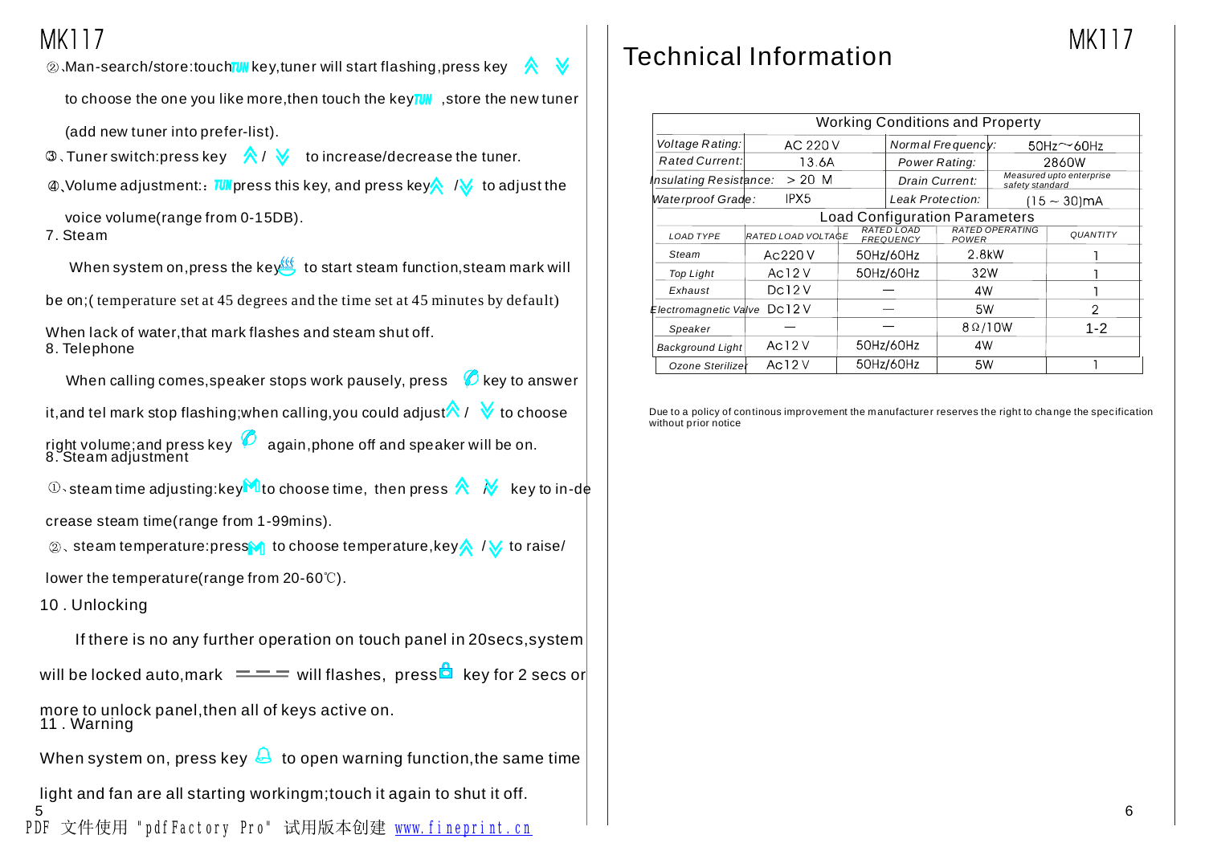②、Man-search/store:touch TUN key,tuner will start flashing,press key ⋀ ⋁ to choose the one you like more,then touch the key TUN ,store the new tuner (add new tuner into prefer-list).

③、Tuner switch:press key ⋀ / ⋁ to increase/decrease the tuner.

④、Volume adjustment:: TUN press this key, and press key ⋀ / ⋁ to adjust the voice volume(range from 0-15DB).

7. Steam

When system on,press the key to start steam function,steam mark will be on;( temperature set at 45 degrees and the time set at 45 minutes by default)

When lack of water,that mark flashes and steam shut off.

8. Telephone

When calling comes,speaker stops work pausely, press key to answer it,and tel mark stop flashing;when calling,you could adjust ⋀ / ⋁ to choose right volume;and press key again,phone off and speaker will be on.

8. Steam adjustment

①、steam time adjusting:key M to choose time, then press ⋀ / ⋁ key to in-decrease steam time(range from 1-99mins).

②、steam temperature:press M to choose temperature,key ⋀ / ⋁ to raise/ lower the temperature(range from 20-60℃).

10 . Unlocking

If there is no any further operation on touch panel in 20secs,system will be locked auto,mark — — — will flashes, press key for 2 secs or more to unlock panel,then all of keys active on.

11 . Warning

When system on, press key to open warning function,the same time light and fan are all starting workingm;touch it again to shut it off.

PDF 文件使用 "pdfFactory Pro" 试用版本创建 www.fineprint.cn

# Technical Information

| Working Conditions and Property | | | |
|---|---|---|---|
| Voltage Rating: | AC 220 V | Normal Frequency: | 50Hz～60Hz |
| Rated Current: | 13.6A | Power Rating: | 2860W |
| Insulating Resistance: | > 20 M | Drain Current: | Measured upto enterprise safety standard |
| Waterproof Grade: | IPX5 | Leak Protection: | (15 ~ 30)mA |

Load Configuration Parameters

| LOAD TYPE | RATED LOAD VOLTAGE | RATED LOAD FREQUENCY | RATED OPERATING POWER | QUANTITY |
|---|---|---|---|---|
| Steam | Ac220 V | 50Hz/60Hz | 2.8kW | 1 |
| Top Light | Ac12 V | 50Hz/60Hz | 32W | 1 |
| Exhaust | Dc12 V | — | 4W | 1 |
| Electromagnetic Valve | Dc12 V | — | 5W | 2 |
| Speaker | — | — | 8Ω/10W | 1-2 |
| Background Light | Ac12 V | 50Hz/60Hz | 4W | |
| Ozone Sterilizer | Ac12 V | 50Hz/60Hz | 5W | 1 |

Due to a policy of continous improvement the manufacturer reserves the right to change the specification without prior notice